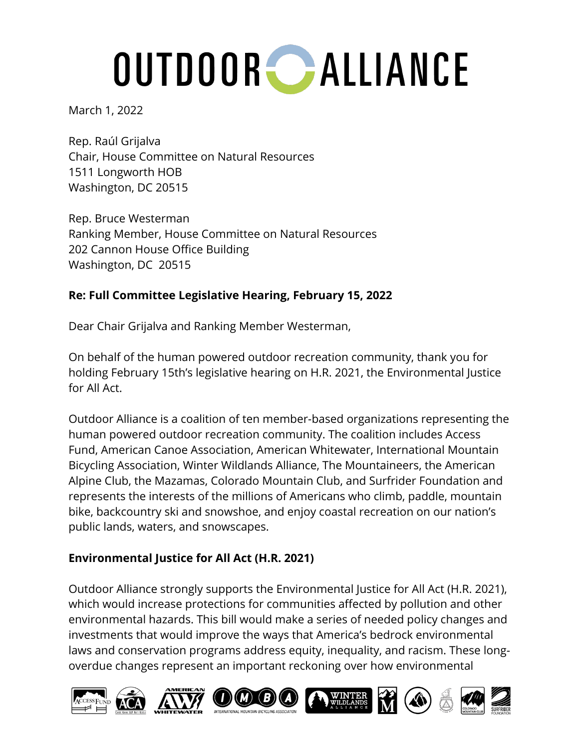# OUTDOOR ALLIANCE

March 1, 2022

Rep. Raúl Grijalva
Chair, House Committee on Natural Resources
1511 Longworth HOB
Washington, DC 20515

Rep. Bruce Westerman
Ranking Member, House Committee on Natural Resources
202 Cannon House Office Building
Washington, DC 20515

**Re: Full Committee Legislative Hearing, February 15, 2022**

Dear Chair Grijalva and Ranking Member Westerman,

On behalf of the human powered outdoor recreation community, thank you for holding February 15th's legislative hearing on H.R. 2021, the Environmental Justice for All Act.

Outdoor Alliance is a coalition of ten member-based organizations representing the human powered outdoor recreation community. The coalition includes Access Fund, American Canoe Association, American Whitewater, International Mountain Bicycling Association, Winter Wildlands Alliance, The Mountaineers, the American Alpine Club, the Mazamas, Colorado Mountain Club, and Surfrider Foundation and represents the interests of the millions of Americans who climb, paddle, mountain bike, backcountry ski and snowshoe, and enjoy coastal recreation on our nation's public lands, waters, and snowscapes.

**Environmental Justice for All Act (H.R. 2021)**

Outdoor Alliance strongly supports the Environmental Justice for All Act (H.R. 2021), which would increase protections for communities affected by pollution and other environmental hazards. This bill would make a series of needed policy changes and investments that would improve the ways that America's bedrock environmental laws and conservation programs address equity, inequality, and racism. These long-overdue changes represent an important reckoning over how environmental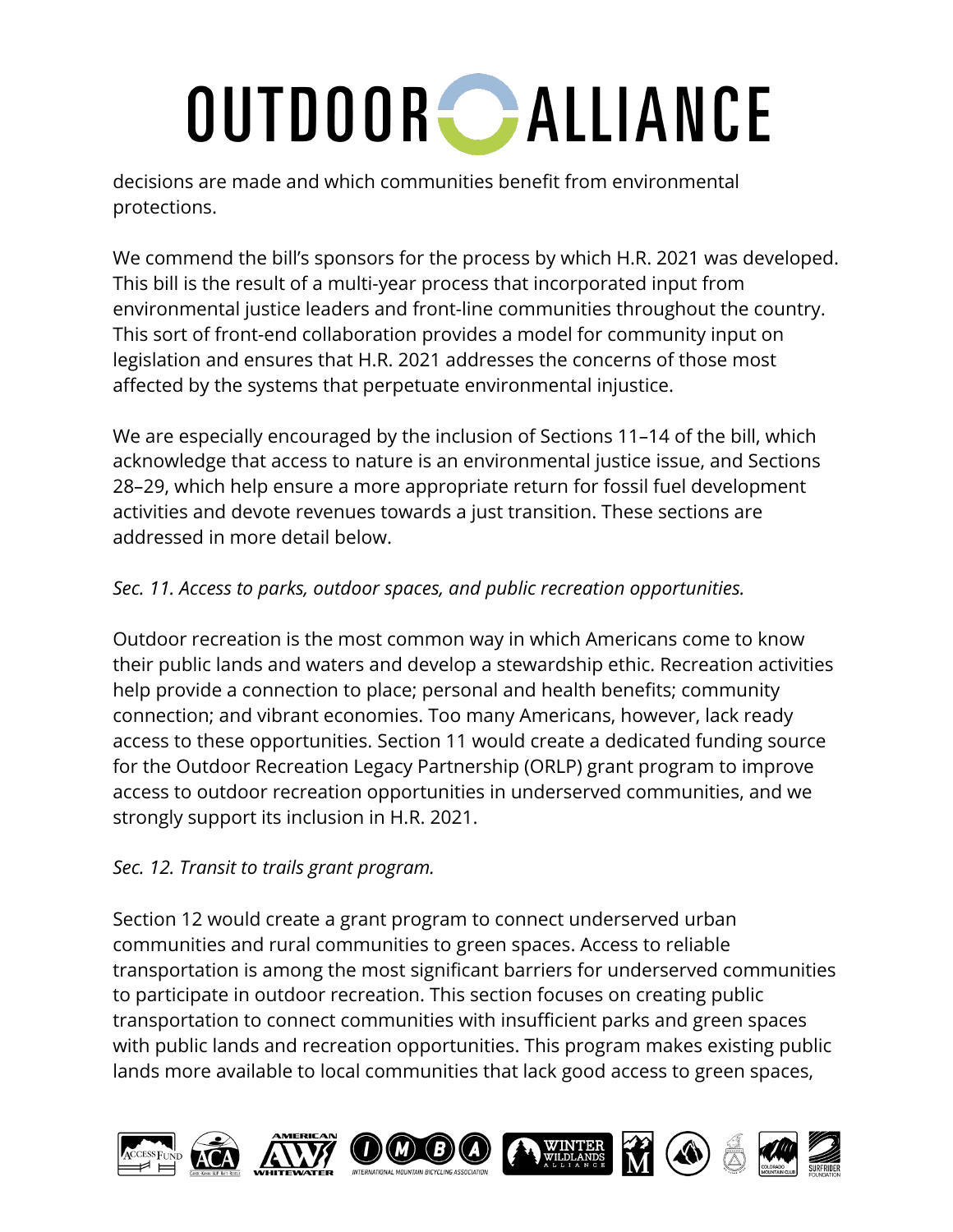decisions are made and which communities benefit from environmental protections.

We commend the bill's sponsors for the process by which H.R. 2021 was developed. This bill is the result of a multi-year process that incorporated input from environmental justice leaders and front-line communities throughout the country. This sort of front-end collaboration provides a model for community input on legislation and ensures that H.R. 2021 addresses the concerns of those most affected by the systems that perpetuate environmental injustice.

We are especially encouraged by the inclusion of Sections 11–14 of the bill, which acknowledge that access to nature is an environmental justice issue, and Sections 28–29, which help ensure a more appropriate return for fossil fuel development activities and devote revenues towards a just transition. These sections are addressed in more detail below.

*Sec. 11. Access to parks, outdoor spaces, and public recreation opportunities.*

Outdoor recreation is the most common way in which Americans come to know their public lands and waters and develop a stewardship ethic. Recreation activities help provide a connection to place; personal and health benefits; community connection; and vibrant economies. Too many Americans, however, lack ready access to these opportunities. Section 11 would create a dedicated funding source for the Outdoor Recreation Legacy Partnership (ORLP) grant program to improve access to outdoor recreation opportunities in underserved communities, and we strongly support its inclusion in H.R. 2021.

*Sec. 12. Transit to trails grant program.*

Section 12 would create a grant program to connect underserved urban communities and rural communities to green spaces. Access to reliable transportation is among the most significant barriers for underserved communities to participate in outdoor recreation. This section focuses on creating public transportation to connect communities with insufficient parks and green spaces with public lands and recreation opportunities. This program makes existing public lands more available to local communities that lack good access to green spaces,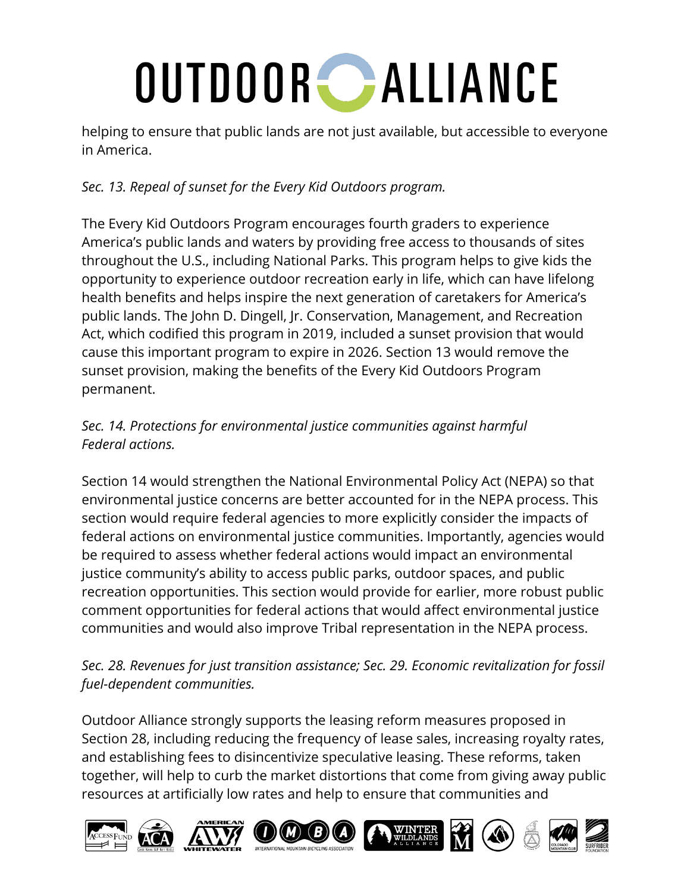helping to ensure that public lands are not just available, but accessible to everyone in America.

*Sec. 13. Repeal of sunset for the Every Kid Outdoors program.*

The Every Kid Outdoors Program encourages fourth graders to experience America's public lands and waters by providing free access to thousands of sites throughout the U.S., including National Parks. This program helps to give kids the opportunity to experience outdoor recreation early in life, which can have lifelong health benefits and helps inspire the next generation of caretakers for America's public lands. The John D. Dingell, Jr. Conservation, Management, and Recreation Act, which codified this program in 2019, included a sunset provision that would cause this important program to expire in 2026. Section 13 would remove the sunset provision, making the benefits of the Every Kid Outdoors Program permanent.

*Sec. 14. Protections for environmental justice communities against harmful Federal actions.*

Section 14 would strengthen the National Environmental Policy Act (NEPA) so that environmental justice concerns are better accounted for in the NEPA process. This section would require federal agencies to more explicitly consider the impacts of federal actions on environmental justice communities. Importantly, agencies would be required to assess whether federal actions would impact an environmental justice community's ability to access public parks, outdoor spaces, and public recreation opportunities. This section would provide for earlier, more robust public comment opportunities for federal actions that would affect environmental justice communities and would also improve Tribal representation in the NEPA process.

*Sec. 28. Revenues for just transition assistance; Sec. 29. Economic revitalization for fossil fuel-dependent communities.*

Outdoor Alliance strongly supports the leasing reform measures proposed in Section 28, including reducing the frequency of lease sales, increasing royalty rates, and establishing fees to disincentivize speculative leasing. These reforms, taken together, will help to curb the market distortions that come from giving away public resources at artificially low rates and help to ensure that communities and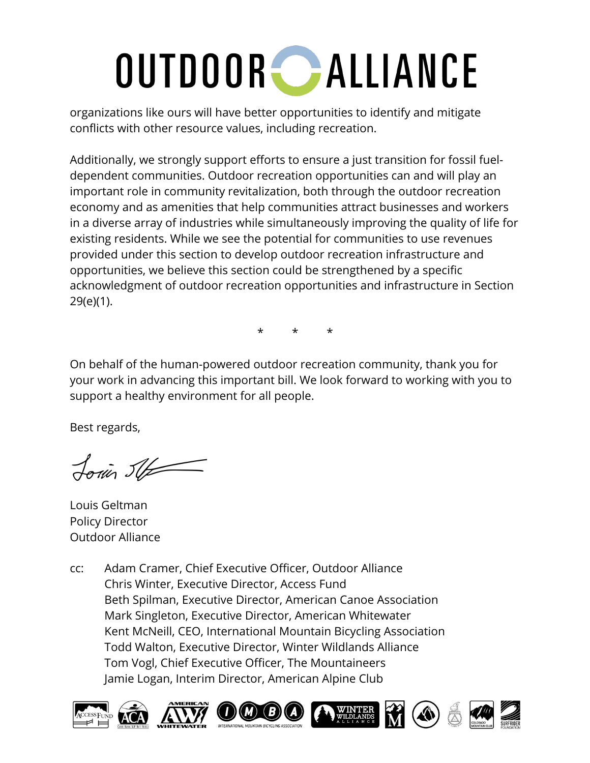organizations like ours will have better opportunities to identify and mitigate conflicts with other resource values, including recreation.

Additionally, we strongly support efforts to ensure a just transition for fossil fuel-dependent communities. Outdoor recreation opportunities can and will play an important role in community revitalization, both through the outdoor recreation economy and as amenities that help communities attract businesses and workers in a diverse array of industries while simultaneously improving the quality of life for existing residents. While we see the potential for communities to use revenues provided under this section to develop outdoor recreation infrastructure and opportunities, we believe this section could be strengthened by a specific acknowledgment of outdoor recreation opportunities and infrastructure in Section 29(e)(1).

\* \* \*

On behalf of the human-powered outdoor recreation community, thank you for your work in advancing this important bill. We look forward to working with you to support a healthy environment for all people.

Best regards,

Louis Geltman
Policy Director
Outdoor Alliance

cc: Adam Cramer, Chief Executive Officer, Outdoor Alliance
Chris Winter, Executive Director, Access Fund
Beth Spilman, Executive Director, American Canoe Association
Mark Singleton, Executive Director, American Whitewater
Kent McNeill, CEO, International Mountain Bicycling Association
Todd Walton, Executive Director, Winter Wildlands Alliance
Tom Vogl, Chief Executive Officer, The Mountaineers
Jamie Logan, Interim Director, American Alpine Club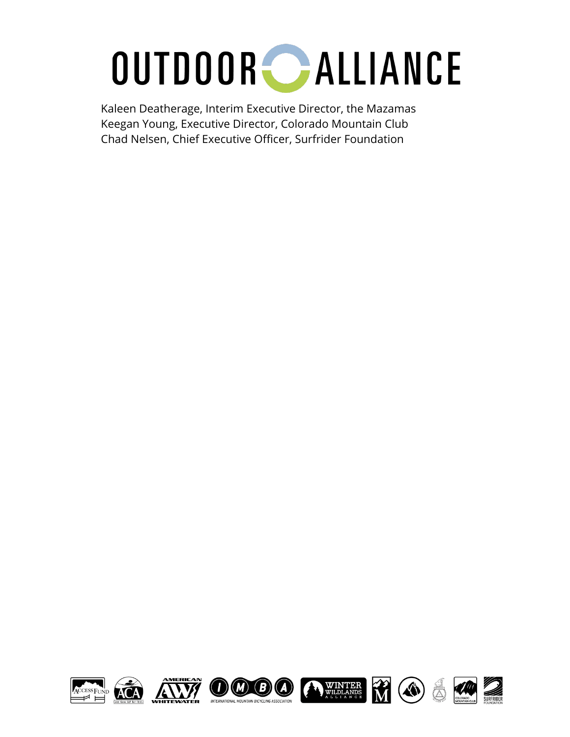Kaleen Deatherage, Interim Executive Director, the Mazamas
Keegan Young, Executive Director, Colorado Mountain Club
Chad Nelsen, Chief Executive Officer, Surfrider Foundation